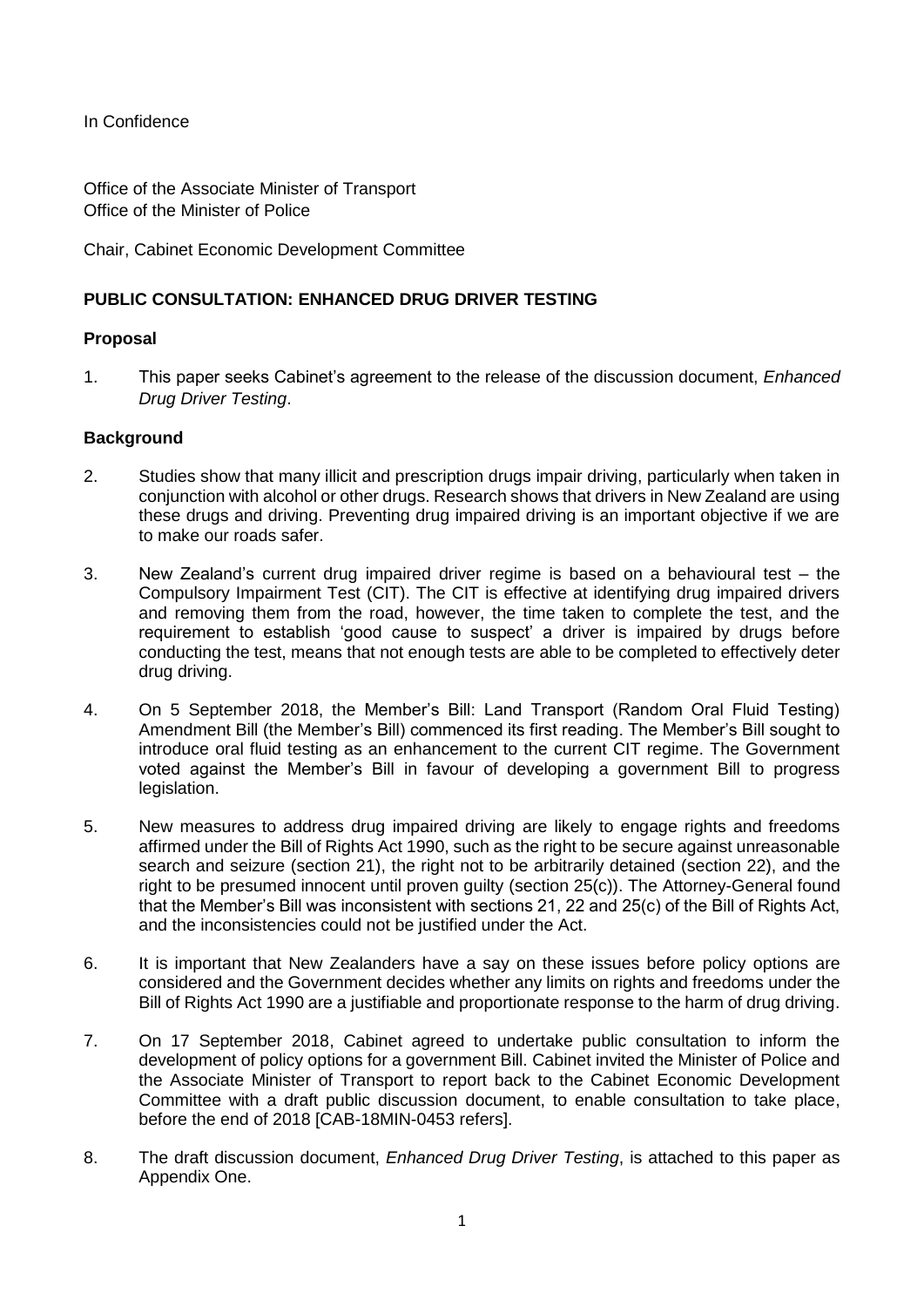In Confidence

Office of the Associate Minister of Transport
Office of the Minister of Police

Chair, Cabinet Economic Development Committee

## PUBLIC CONSULTATION: ENHANCED DRUG DRIVER TESTING

### Proposal

1. This paper seeks Cabinet's agreement to the release of the discussion document, *Enhanced Drug Driver Testing*.

### Background

2. Studies show that many illicit and prescription drugs impair driving, particularly when taken in conjunction with alcohol or other drugs. Research shows that drivers in New Zealand are using these drugs and driving. Preventing drug impaired driving is an important objective if we are to make our roads safer.

3. New Zealand's current drug impaired driver regime is based on a behavioural test – the Compulsory Impairment Test (CIT). The CIT is effective at identifying drug impaired drivers and removing them from the road, however, the time taken to complete the test, and the requirement to establish 'good cause to suspect' a driver is impaired by drugs before conducting the test, means that not enough tests are able to be completed to effectively deter drug driving.

4. On 5 September 2018, the Member's Bill: Land Transport (Random Oral Fluid Testing) Amendment Bill (the Member's Bill) commenced its first reading. The Member's Bill sought to introduce oral fluid testing as an enhancement to the current CIT regime. The Government voted against the Member's Bill in favour of developing a government Bill to progress legislation.

5. New measures to address drug impaired driving are likely to engage rights and freedoms affirmed under the Bill of Rights Act 1990, such as the right to be secure against unreasonable search and seizure (section 21), the right not to be arbitrarily detained (section 22), and the right to be presumed innocent until proven guilty (section 25(c)). The Attorney-General found that the Member's Bill was inconsistent with sections 21, 22 and 25(c) of the Bill of Rights Act, and the inconsistencies could not be justified under the Act.

6. It is important that New Zealanders have a say on these issues before policy options are considered and the Government decides whether any limits on rights and freedoms under the Bill of Rights Act 1990 are a justifiable and proportionate response to the harm of drug driving.

7. On 17 September 2018, Cabinet agreed to undertake public consultation to inform the development of policy options for a government Bill. Cabinet invited the Minister of Police and the Associate Minister of Transport to report back to the Cabinet Economic Development Committee with a draft public discussion document, to enable consultation to take place, before the end of 2018 [CAB-18MIN-0453 refers].

8. The draft discussion document, *Enhanced Drug Driver Testing*, is attached to this paper as Appendix One.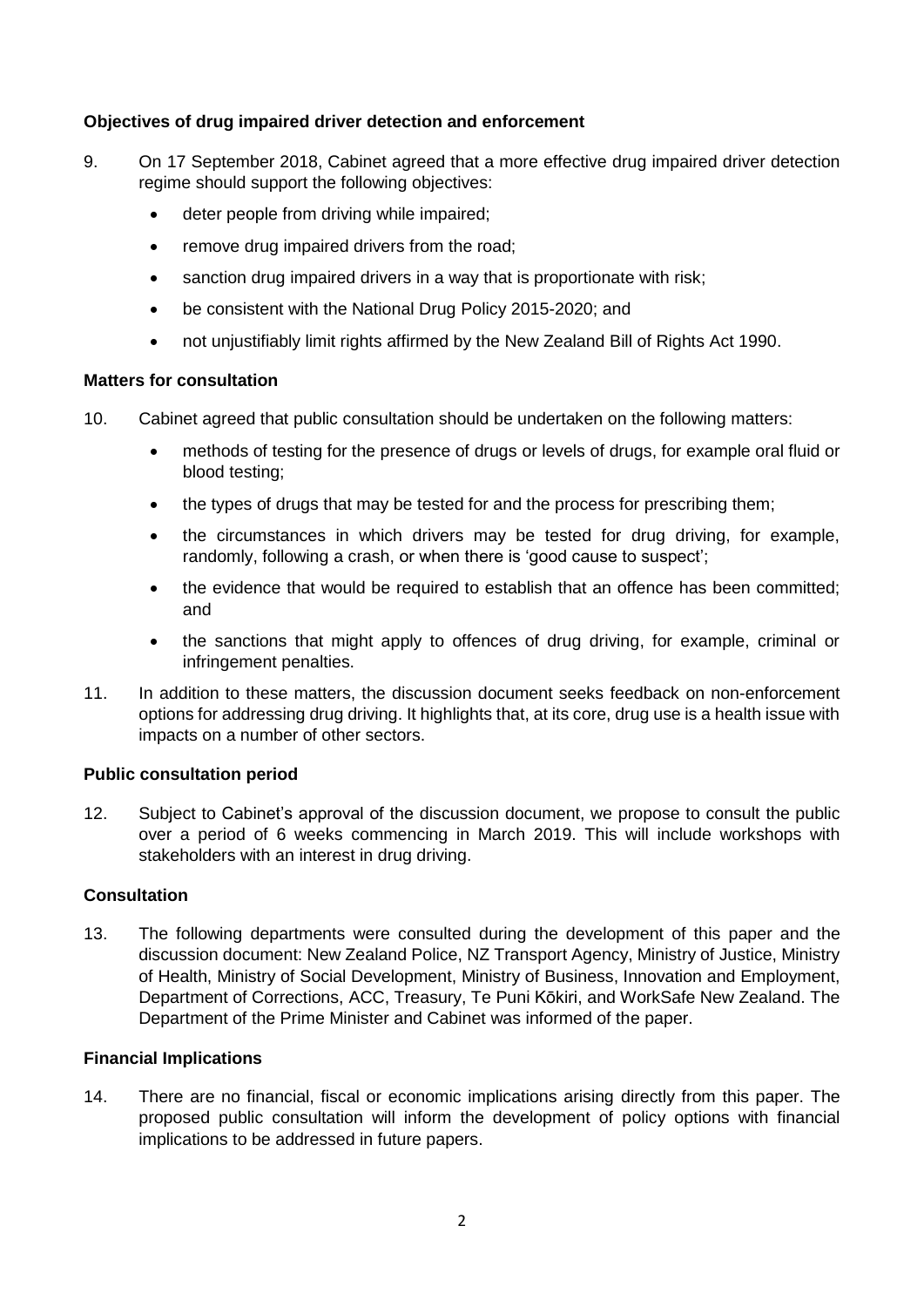**Objectives of drug impaired driver detection and enforcement**

9. On 17 September 2018, Cabinet agreed that a more effective drug impaired driver detection regime should support the following objectives:

    - deter people from driving while impaired;
    - remove drug impaired drivers from the road;
    - sanction drug impaired drivers in a way that is proportionate with risk;
    - be consistent with the National Drug Policy 2015-2020; and
    - not unjustifiably limit rights affirmed by the New Zealand Bill of Rights Act 1990.

**Matters for consultation**

10. Cabinet agreed that public consultation should be undertaken on the following matters:

    - methods of testing for the presence of drugs or levels of drugs, for example oral fluid or blood testing;
    - the types of drugs that may be tested for and the process for prescribing them;
    - the circumstances in which drivers may be tested for drug driving, for example, randomly, following a crash, or when there is 'good cause to suspect';
    - the evidence that would be required to establish that an offence has been committed; and
    - the sanctions that might apply to offences of drug driving, for example, criminal or infringement penalties.

11. In addition to these matters, the discussion document seeks feedback on non-enforcement options for addressing drug driving. It highlights that, at its core, drug use is a health issue with impacts on a number of other sectors.

**Public consultation period**

12. Subject to Cabinet's approval of the discussion document, we propose to consult the public over a period of 6 weeks commencing in March 2019. This will include workshops with stakeholders with an interest in drug driving.

**Consultation**

13. The following departments were consulted during the development of this paper and the discussion document: New Zealand Police, NZ Transport Agency, Ministry of Justice, Ministry of Health, Ministry of Social Development, Ministry of Business, Innovation and Employment, Department of Corrections, ACC, Treasury, Te Puni Kōkiri, and WorkSafe New Zealand. The Department of the Prime Minister and Cabinet was informed of the paper.

**Financial Implications**

14. There are no financial, fiscal or economic implications arising directly from this paper. The proposed public consultation will inform the development of policy options with financial implications to be addressed in future papers.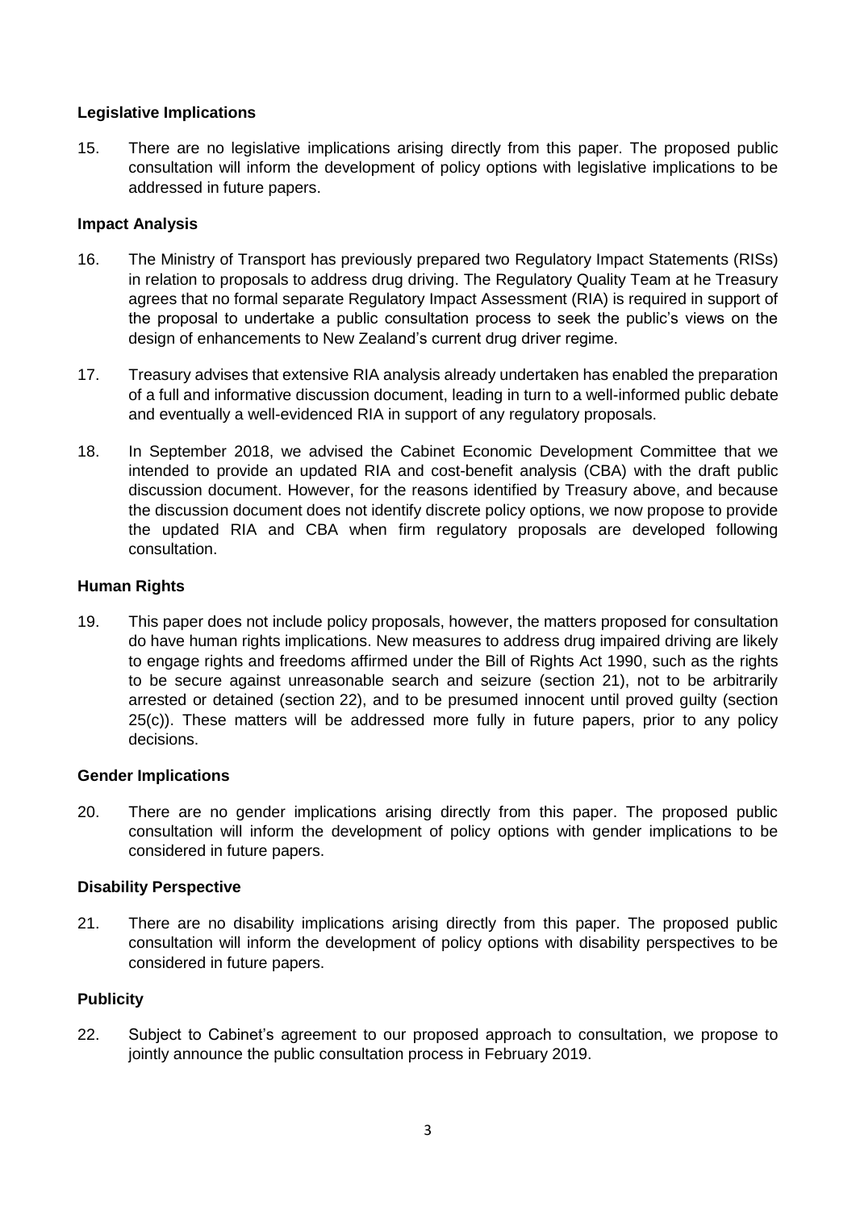## Legislative Implications

15. There are no legislative implications arising directly from this paper. The proposed public consultation will inform the development of policy options with legislative implications to be addressed in future papers.

## Impact Analysis

16. The Ministry of Transport has previously prepared two Regulatory Impact Statements (RISs) in relation to proposals to address drug driving. The Regulatory Quality Team at he Treasury agrees that no formal separate Regulatory Impact Assessment (RIA) is required in support of the proposal to undertake a public consultation process to seek the public's views on the design of enhancements to New Zealand's current drug driver regime.

17. Treasury advises that extensive RIA analysis already undertaken has enabled the preparation of a full and informative discussion document, leading in turn to a well-informed public debate and eventually a well-evidenced RIA in support of any regulatory proposals.

18. In September 2018, we advised the Cabinet Economic Development Committee that we intended to provide an updated RIA and cost-benefit analysis (CBA) with the draft public discussion document. However, for the reasons identified by Treasury above, and because the discussion document does not identify discrete policy options, we now propose to provide the updated RIA and CBA when firm regulatory proposals are developed following consultation.

## Human Rights

19. This paper does not include policy proposals, however, the matters proposed for consultation do have human rights implications. New measures to address drug impaired driving are likely to engage rights and freedoms affirmed under the Bill of Rights Act 1990, such as the rights to be secure against unreasonable search and seizure (section 21), not to be arbitrarily arrested or detained (section 22), and to be presumed innocent until proved guilty (section 25(c)). These matters will be addressed more fully in future papers, prior to any policy decisions.

## Gender Implications

20. There are no gender implications arising directly from this paper. The proposed public consultation will inform the development of policy options with gender implications to be considered in future papers.

## Disability Perspective

21. There are no disability implications arising directly from this paper. The proposed public consultation will inform the development of policy options with disability perspectives to be considered in future papers.

## Publicity

22. Subject to Cabinet's agreement to our proposed approach to consultation, we propose to jointly announce the public consultation process in February 2019.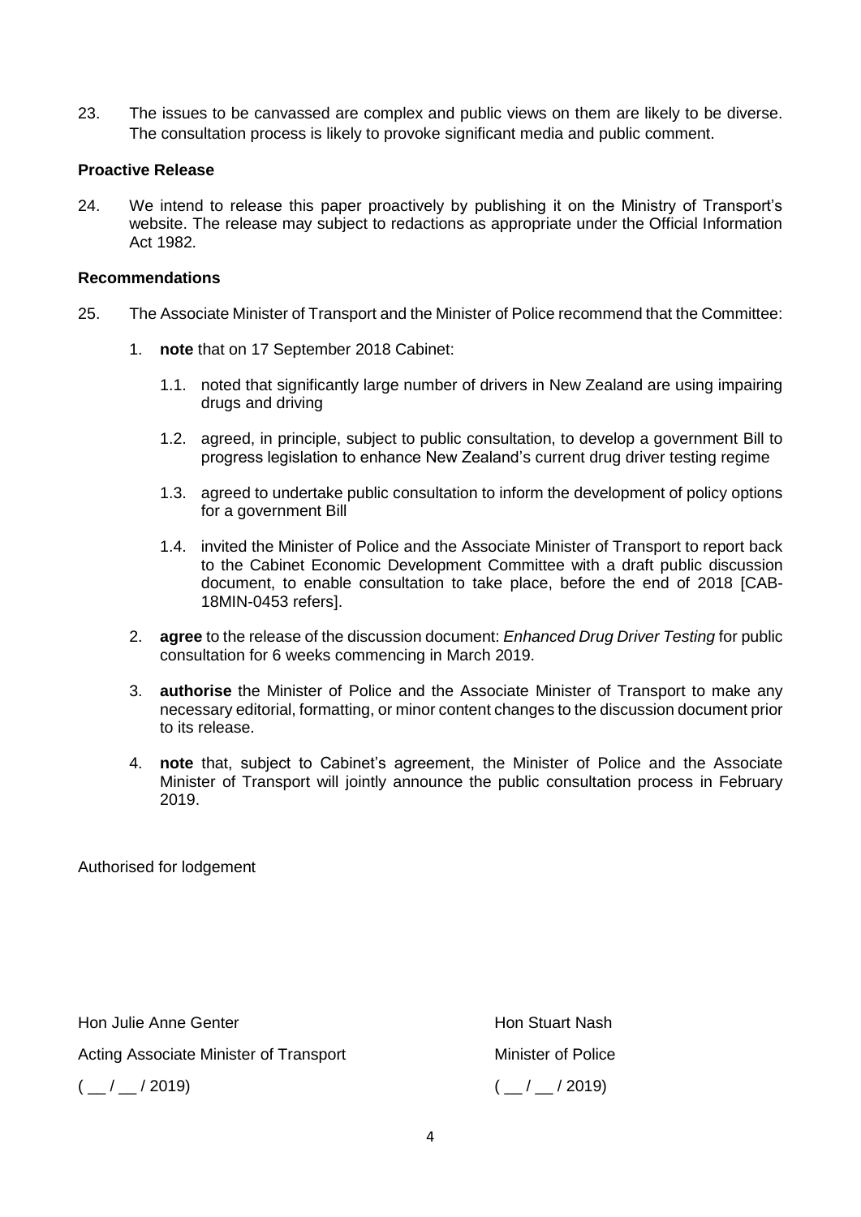23. The issues to be canvassed are complex and public views on them are likely to be diverse. The consultation process is likely to provoke significant media and public comment.

**Proactive Release**

24. We intend to release this paper proactively by publishing it on the Ministry of Transport's website. The release may subject to redactions as appropriate under the Official Information Act 1982.

**Recommendations**

25. The Associate Minister of Transport and the Minister of Police recommend that the Committee:

    1. **note** that on 17 September 2018 Cabinet:

        1.1. noted that significantly large number of drivers in New Zealand are using impairing drugs and driving

        1.2. agreed, in principle, subject to public consultation, to develop a government Bill to progress legislation to enhance New Zealand's current drug driver testing regime

        1.3. agreed to undertake public consultation to inform the development of policy options for a government Bill

        1.4. invited the Minister of Police and the Associate Minister of Transport to report back to the Cabinet Economic Development Committee with a draft public discussion document, to enable consultation to take place, before the end of 2018 [CAB-18MIN-0453 refers].

    2. **agree** to the release of the discussion document: *Enhanced Drug Driver Testing* for public consultation for 6 weeks commencing in March 2019.

    3. **authorise** the Minister of Police and the Associate Minister of Transport to make any necessary editorial, formatting, or minor content changes to the discussion document prior to its release.

    4. **note** that, subject to Cabinet's agreement, the Minister of Police and the Associate Minister of Transport will jointly announce the public consultation process in February 2019.

Authorised for lodgement

Hon Julie Anne Genter
Acting Associate Minister of Transport
( __ / __ / 2019)

Hon Stuart Nash
Minister of Police
( __ / __ / 2019)